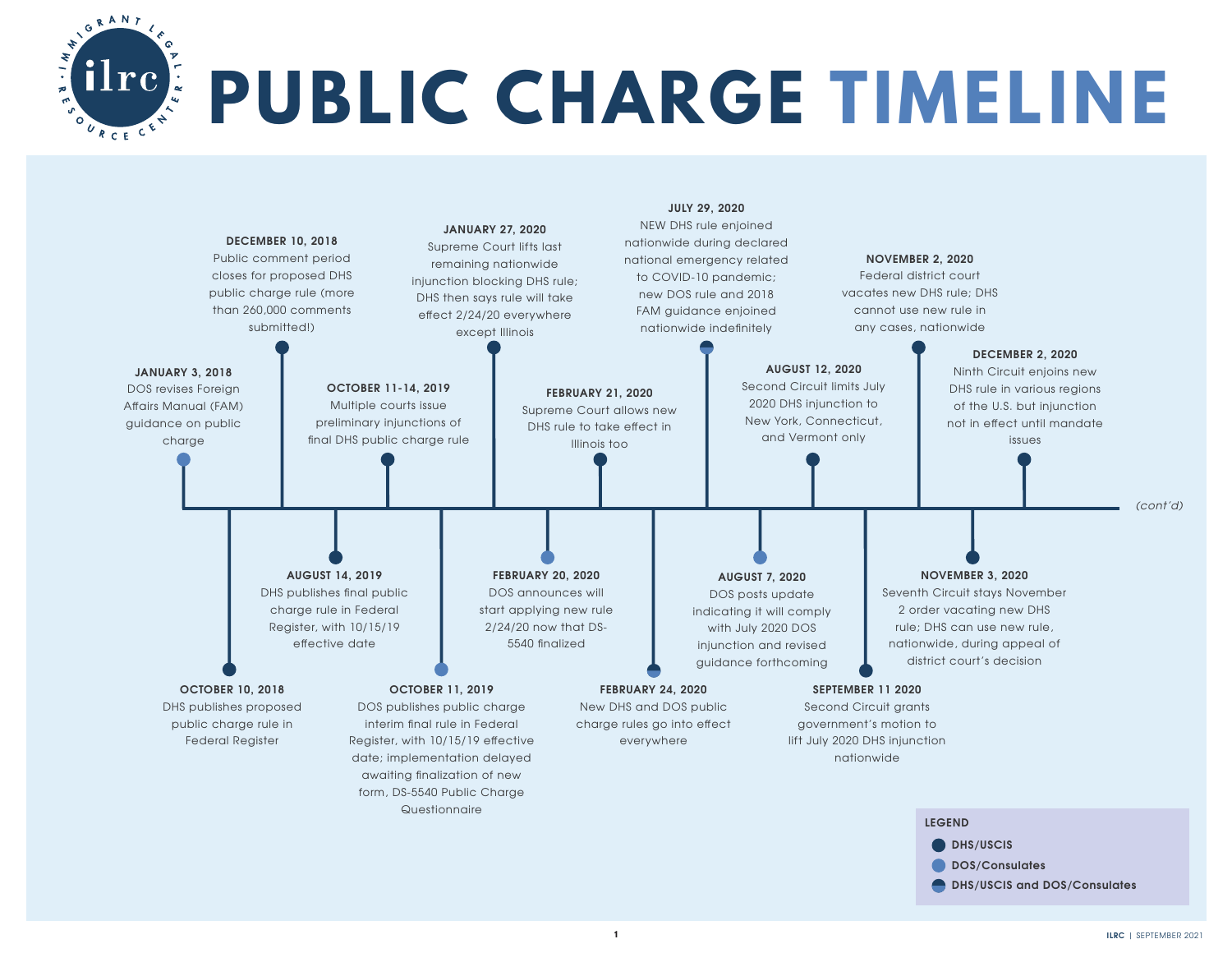# PUBLIC CHARGE TIMELINE

**JANUARY 3, 2018**
DOS revises Foreign Affairs Manual (FAM) guidance on public charge

**OCTOBER 10, 2018**
DHS publishes proposed public charge rule in Federal Register

**DECEMBER 10, 2018**
Public comment period closes for proposed DHS public charge rule (more than 260,000 comments submitted!)

**AUGUST 14, 2019**
DHS publishes final public charge rule in Federal Register, with 10/15/19 effective date

**OCTOBER 11-14, 2019**
Multiple courts issue preliminary injunctions of final DHS public charge rule

**OCTOBER 11, 2019**
DOS publishes public charge interim final rule in Federal Register, with 10/15/19 effective date; implementation delayed awaiting finalization of new form, DS-5540 Public Charge Questionnaire

**JANUARY 27, 2020**
Supreme Court lifts last remaining nationwide injunction blocking DHS rule; DHS then says rule will take effect 2/24/20 everywhere except Illinois

**FEBRUARY 20, 2020**
DOS announces will start applying new rule 2/24/20 now that DS-5540 finalized

**FEBRUARY 21, 2020**
Supreme Court allows new DHS rule to take effect in Illinois too

**FEBRUARY 24, 2020**
New DHS and DOS public charge rules go into effect everywhere

**JULY 29, 2020**
NEW DHS rule enjoined nationwide during declared national emergency related to COVID-10 pandemic; new DOS rule and 2018 FAM guidance enjoined nationwide indefinitely

**AUGUST 7, 2020**
DOS posts update indicating it will comply with July 2020 DOS injunction and revised guidance forthcoming

**AUGUST 12, 2020**
Second Circuit limits July 2020 DHS injunction to New York, Connecticut, and Vermont only

**SEPTEMBER 11 2020**
Second Circuit grants government's motion to lift July 2020 DHS injunction nationwide

**NOVEMBER 2, 2020**
Federal district court vacates new DHS rule; DHS cannot use new rule in any cases, nationwide

**NOVEMBER 3, 2020**
Seventh Circuit stays November 2 order vacating new DHS rule; DHS can use new rule, nationwide, during appeal of district court's decision

**DECEMBER 2, 2020**
Ninth Circuit enjoins new DHS rule in various regions of the U.S. but injunction not in effect until mandate issues

*(cont'd)*

**LEGEND**
- DHS/USCIS
- DOS/Consulates
- DHS/USCIS and DOS/Consulates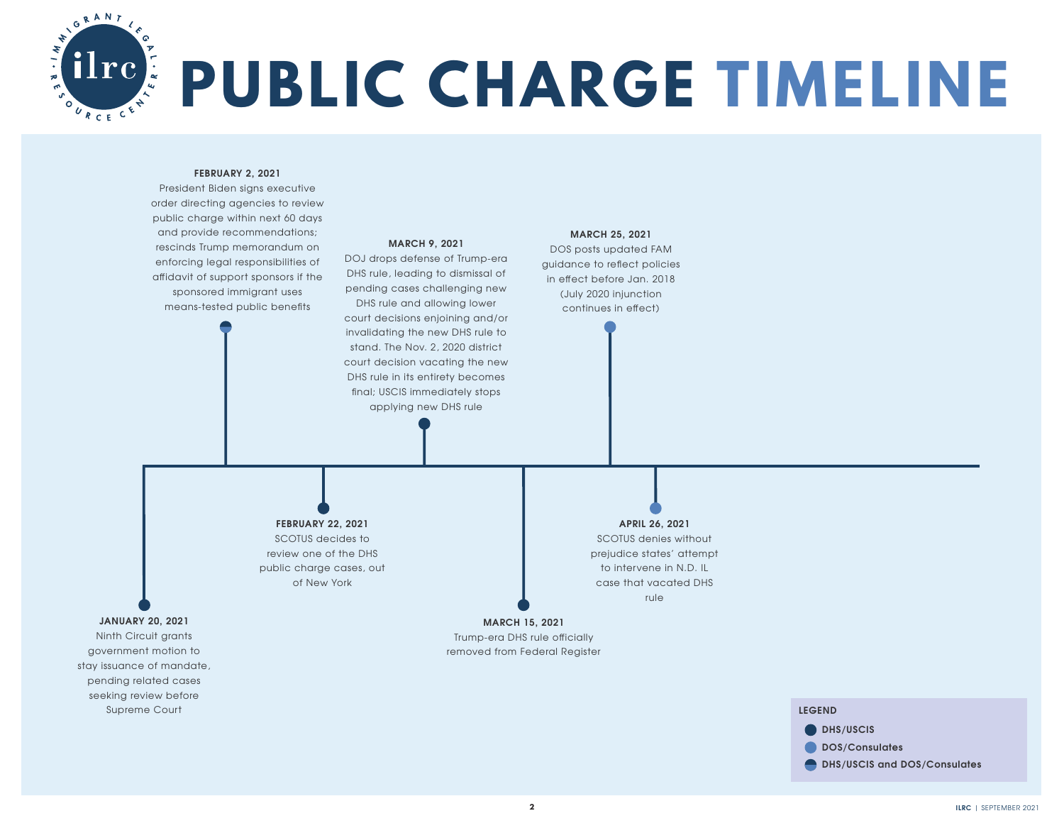# PUBLIC CHARGE TIMELINE

**JANUARY 20, 2021**
Ninth Circuit grants government motion to stay issuance of mandate, pending related cases seeking review before Supreme Court

**FEBRUARY 2, 2021**
President Biden signs executive order directing agencies to review public charge within next 60 days and provide recommendations; rescinds Trump memorandum on enforcing legal responsibilities of affidavit of support sponsors if the sponsored immigrant uses means-tested public benefits

**FEBRUARY 22, 2021**
SCOTUS decides to review one of the DHS public charge cases, out of New York

**MARCH 9, 2021**
DOJ drops defense of Trump-era DHS rule, leading to dismissal of pending cases challenging new DHS rule and allowing lower court decisions enjoining and/or invalidating the new DHS rule to stand. The Nov. 2, 2020 district court decision vacating the new DHS rule in its entirety becomes final; USCIS immediately stops applying new DHS rule

**MARCH 15, 2021**
Trump-era DHS rule officially removed from Federal Register

**MARCH 25, 2021**
DOS posts updated FAM guidance to reflect policies in effect before Jan. 2018 (July 2020 injunction continues in effect)

**APRIL 26, 2021**
SCOTUS denies without prejudice states' attempt to intervene in N.D. IL case that vacated DHS rule

**LEGEND**
- DHS/USCIS
- DOS/Consulates
- DHS/USCIS and DOS/Consulates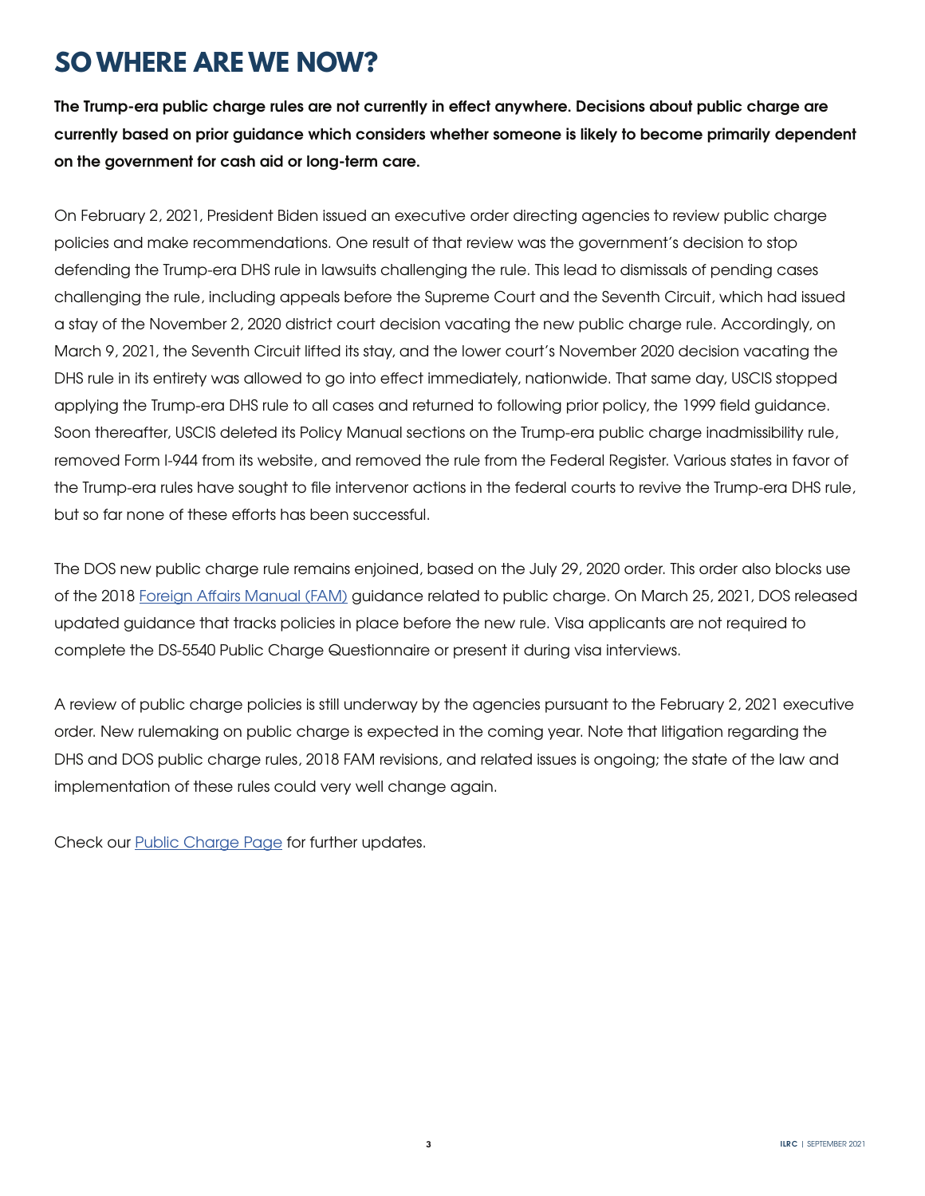# SO WHERE ARE WE NOW?

**The Trump-era public charge rules are not currently in effect anywhere. Decisions about public charge are currently based on prior guidance which considers whether someone is likely to become primarily dependent on the government for cash aid or long-term care.**

On February 2, 2021, President Biden issued an executive order directing agencies to review public charge policies and make recommendations. One result of that review was the government's decision to stop defending the Trump-era DHS rule in lawsuits challenging the rule. This lead to dismissals of pending cases challenging the rule, including appeals before the Supreme Court and the Seventh Circuit, which had issued a stay of the November 2, 2020 district court decision vacating the new public charge rule. Accordingly, on March 9, 2021, the Seventh Circuit lifted its stay, and the lower court's November 2020 decision vacating the DHS rule in its entirety was allowed to go into effect immediately, nationwide. That same day, USCIS stopped applying the Trump-era DHS rule to all cases and returned to following prior policy, the 1999 field guidance. Soon thereafter, USCIS deleted its Policy Manual sections on the Trump-era public charge inadmissibility rule, removed Form I-944 from its website, and removed the rule from the Federal Register. Various states in favor of the Trump-era rules have sought to file intervenor actions in the federal courts to revive the Trump-era DHS rule, but so far none of these efforts has been successful.

The DOS new public charge rule remains enjoined, based on the July 29, 2020 order. This order also blocks use of the 2018 [Foreign Affairs Manual (FAM)]() guidance related to public charge. On March 25, 2021, DOS released updated guidance that tracks policies in place before the new rule. Visa applicants are not required to complete the DS-5540 Public Charge Questionnaire or present it during visa interviews.

A review of public charge policies is still underway by the agencies pursuant to the February 2, 2021 executive order. New rulemaking on public charge is expected in the coming year. Note that litigation regarding the DHS and DOS public charge rules, 2018 FAM revisions, and related issues is ongoing; the state of the law and implementation of these rules could very well change again.

Check our [Public Charge Page]() for further updates.